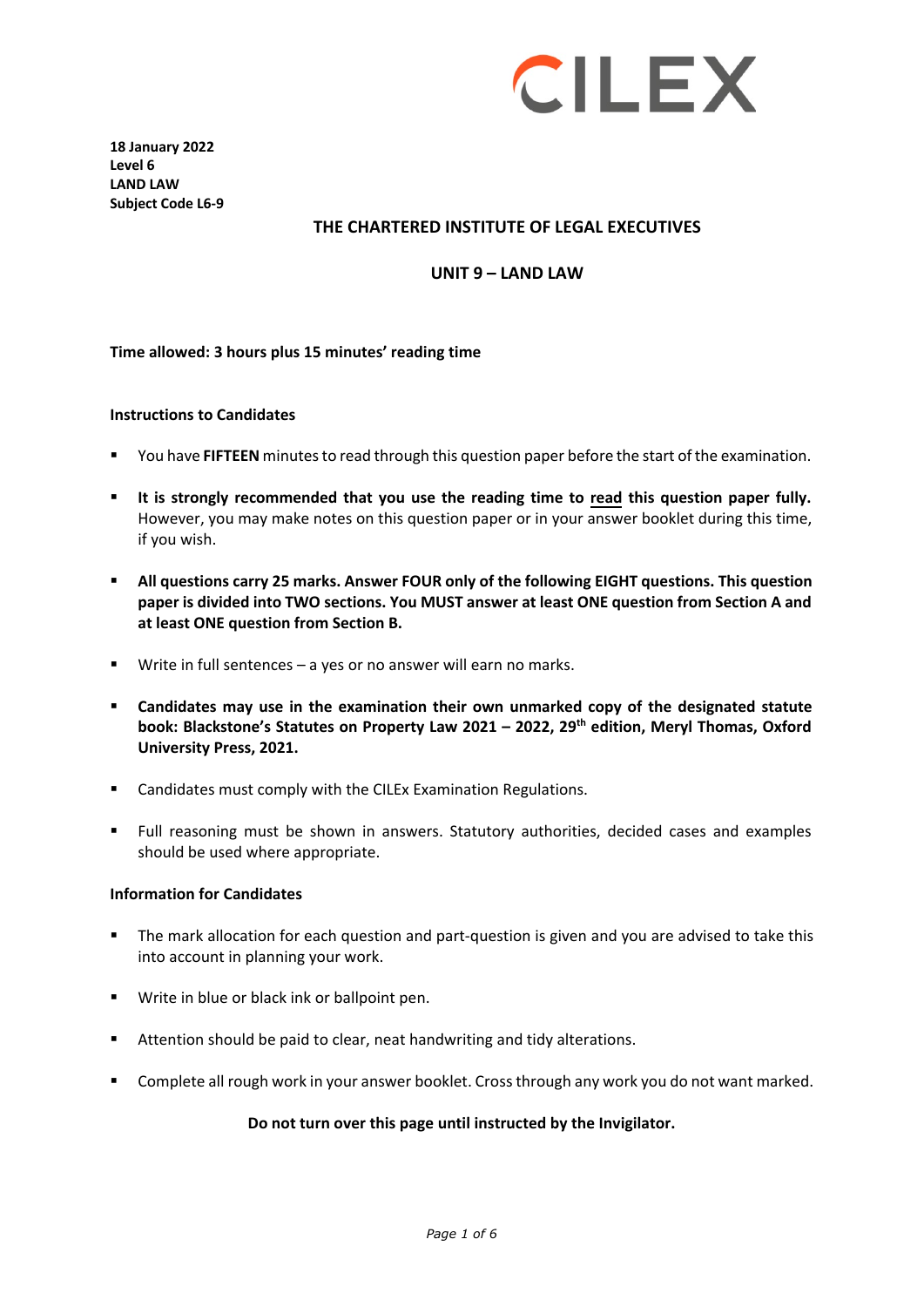CILEX

**18 January 2022**
**Level 6**
**LAND LAW**
**Subject Code L6-9**

# THE CHARTERED INSTITUTE OF LEGAL EXECUTIVES

## UNIT 9 – LAND LAW

**Time allowed: 3 hours plus 15 minutes' reading time**

### Instructions to Candidates

- You have **FIFTEEN** minutes to read through this question paper before the start of the examination.
- **It is strongly recommended that you use the reading time to read this question paper fully.** However, you may make notes on this question paper or in your answer booklet during this time, if you wish.
- **All questions carry 25 marks. Answer FOUR only of the following EIGHT questions. This question paper is divided into TWO sections. You MUST answer at least ONE question from Section A and at least ONE question from Section B.**
- Write in full sentences – a yes or no answer will earn no marks.
- **Candidates may use in the examination their own unmarked copy of the designated statute book: Blackstone's Statutes on Property Law 2021 – 2022, 29th edition, Meryl Thomas, Oxford University Press, 2021.**
- Candidates must comply with the CILEx Examination Regulations.
- Full reasoning must be shown in answers. Statutory authorities, decided cases and examples should be used where appropriate.

### Information for Candidates

- The mark allocation for each question and part-question is given and you are advised to take this into account in planning your work.
- Write in blue or black ink or ballpoint pen.
- Attention should be paid to clear, neat handwriting and tidy alterations.
- Complete all rough work in your answer booklet. Cross through any work you do not want marked.

**Do not turn over this page until instructed by the Invigilator.**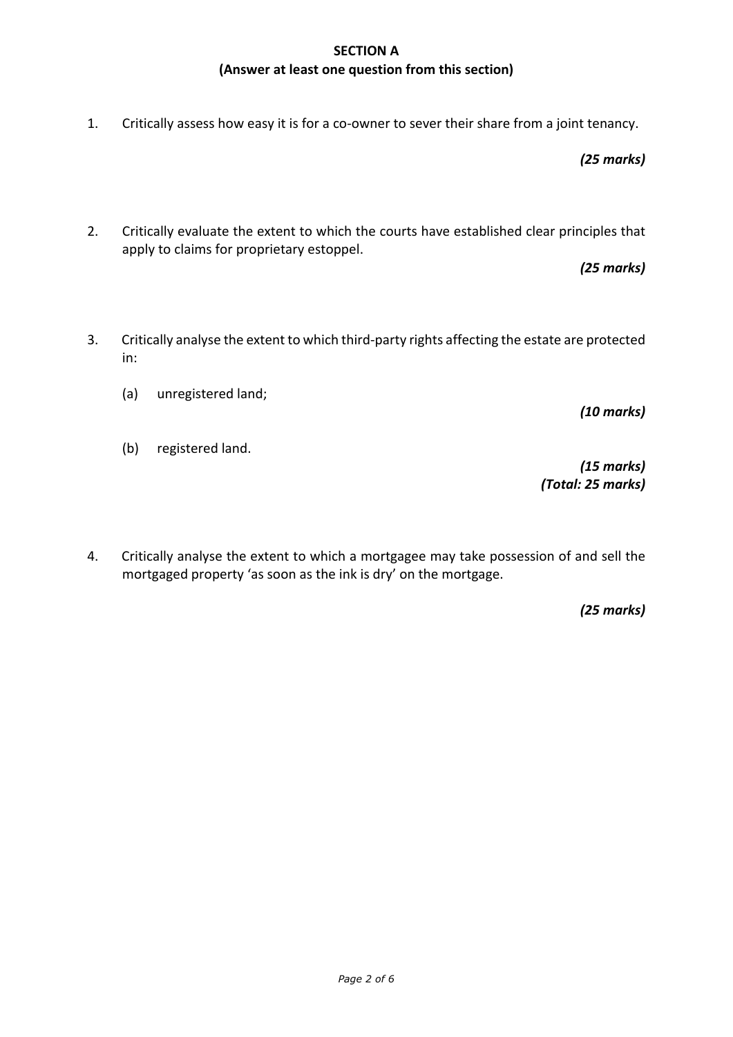## SECTION A
### (Answer at least one question from this section)

1. Critically assess how easy it is for a co-owner to sever their share from a joint tenancy.

   ***(25 marks)***

2. Critically evaluate the extent to which the courts have established clear principles that apply to claims for proprietary estoppel.

   ***(25 marks)***

3. Critically analyse the extent to which third-party rights affecting the estate are protected in:

   (a) unregistered land;

   ***(10 marks)***

   (b) registered land.

   ***(15 marks)***
   ***(Total: 25 marks)***

4. Critically analyse the extent to which a mortgagee may take possession of and sell the mortgaged property 'as soon as the ink is dry' on the mortgage.

   ***(25 marks)***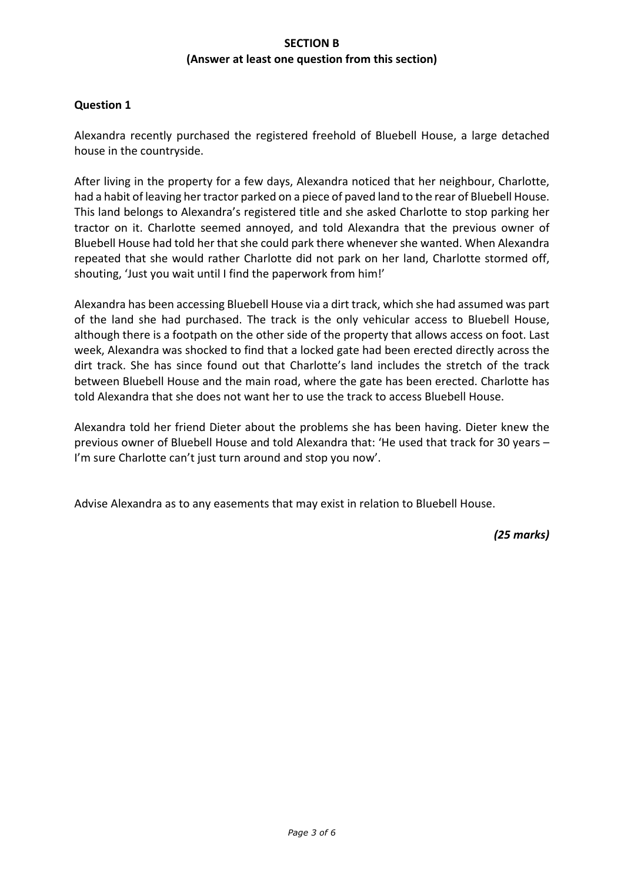## SECTION B
**(Answer at least one question from this section)**

### Question 1

Alexandra recently purchased the registered freehold of Bluebell House, a large detached house in the countryside.

After living in the property for a few days, Alexandra noticed that her neighbour, Charlotte, had a habit of leaving her tractor parked on a piece of paved land to the rear of Bluebell House. This land belongs to Alexandra's registered title and she asked Charlotte to stop parking her tractor on it. Charlotte seemed annoyed, and told Alexandra that the previous owner of Bluebell House had told her that she could park there whenever she wanted. When Alexandra repeated that she would rather Charlotte did not park on her land, Charlotte stormed off, shouting, 'Just you wait until I find the paperwork from him!'

Alexandra has been accessing Bluebell House via a dirt track, which she had assumed was part of the land she had purchased. The track is the only vehicular access to Bluebell House, although there is a footpath on the other side of the property that allows access on foot. Last week, Alexandra was shocked to find that a locked gate had been erected directly across the dirt track. She has since found out that Charlotte's land includes the stretch of the track between Bluebell House and the main road, where the gate has been erected. Charlotte has told Alexandra that she does not want her to use the track to access Bluebell House.

Alexandra told her friend Dieter about the problems she has been having. Dieter knew the previous owner of Bluebell House and told Alexandra that: 'He used that track for 30 years – I'm sure Charlotte can't just turn around and stop you now'.

Advise Alexandra as to any easements that may exist in relation to Bluebell House.

*(25 marks)*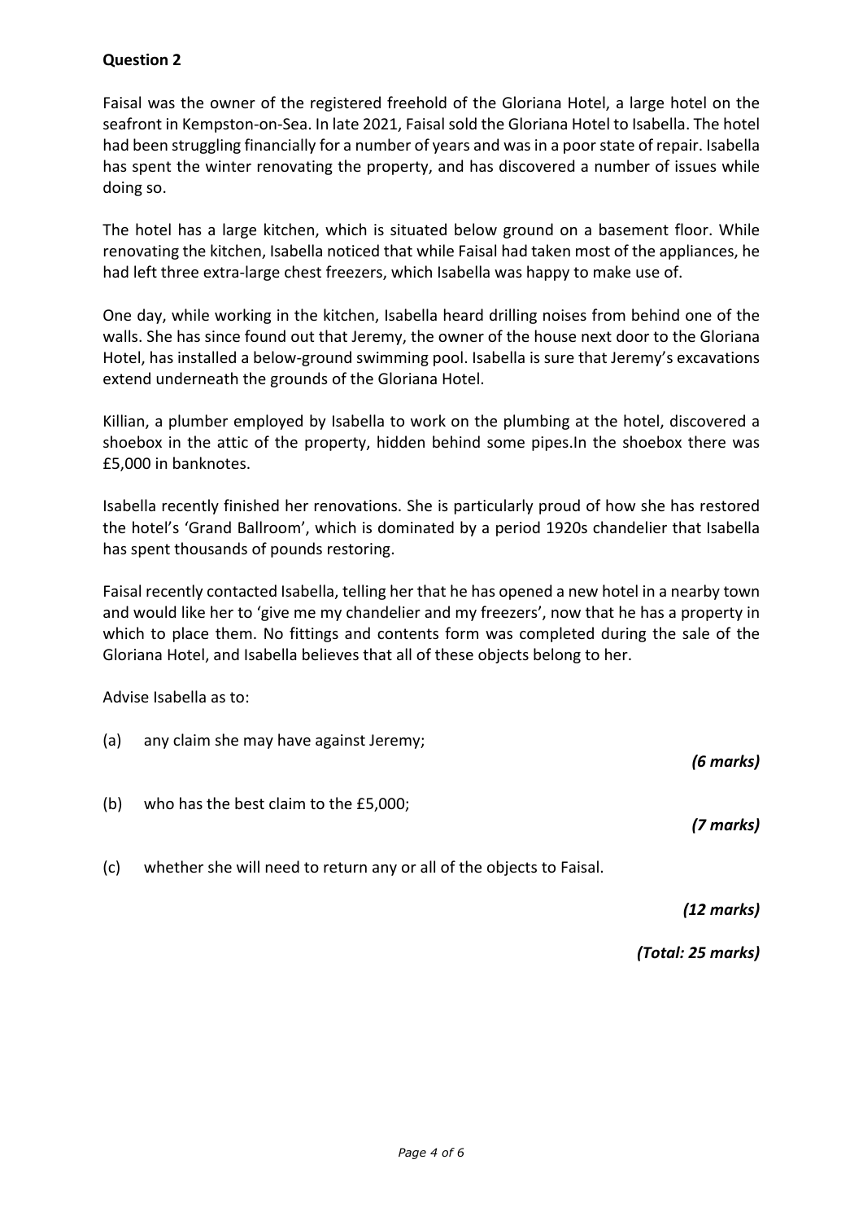**Question 2**

Faisal was the owner of the registered freehold of the Gloriana Hotel, a large hotel on the seafront in Kempston-on-Sea. In late 2021, Faisal sold the Gloriana Hotel to Isabella. The hotel had been struggling financially for a number of years and was in a poor state of repair. Isabella has spent the winter renovating the property, and has discovered a number of issues while doing so.

The hotel has a large kitchen, which is situated below ground on a basement floor. While renovating the kitchen, Isabella noticed that while Faisal had taken most of the appliances, he had left three extra-large chest freezers, which Isabella was happy to make use of.

One day, while working in the kitchen, Isabella heard drilling noises from behind one of the walls. She has since found out that Jeremy, the owner of the house next door to the Gloriana Hotel, has installed a below-ground swimming pool. Isabella is sure that Jeremy's excavations extend underneath the grounds of the Gloriana Hotel.

Killian, a plumber employed by Isabella to work on the plumbing at the hotel, discovered a shoebox in the attic of the property, hidden behind some pipes.In the shoebox there was £5,000 in banknotes.

Isabella recently finished her renovations. She is particularly proud of how she has restored the hotel's 'Grand Ballroom', which is dominated by a period 1920s chandelier that Isabella has spent thousands of pounds restoring.

Faisal recently contacted Isabella, telling her that he has opened a new hotel in a nearby town and would like her to 'give me my chandelier and my freezers', now that he has a property in which to place them. No fittings and contents form was completed during the sale of the Gloriana Hotel, and Isabella believes that all of these objects belong to her.

Advise Isabella as to:

(a) any claim she may have against Jeremy;

*(6 marks)*

(b) who has the best claim to the £5,000;

*(7 marks)*

(c) whether she will need to return any or all of the objects to Faisal.

*(12 marks)*

*(Total: 25 marks)*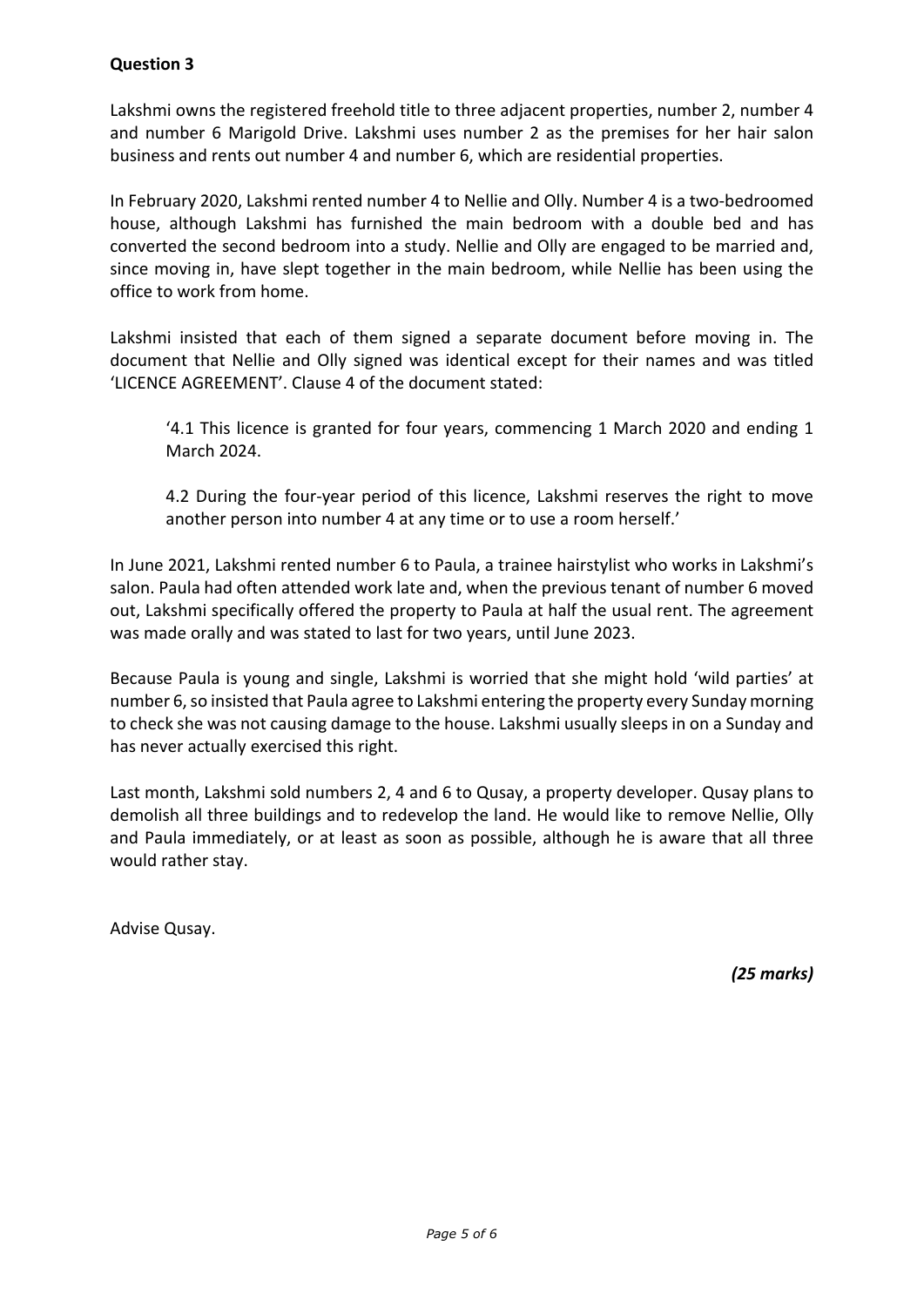**Question 3**

Lakshmi owns the registered freehold title to three adjacent properties, number 2, number 4 and number 6 Marigold Drive. Lakshmi uses number 2 as the premises for her hair salon business and rents out number 4 and number 6, which are residential properties.

In February 2020, Lakshmi rented number 4 to Nellie and Olly. Number 4 is a two-bedroomed house, although Lakshmi has furnished the main bedroom with a double bed and has converted the second bedroom into a study. Nellie and Olly are engaged to be married and, since moving in, have slept together in the main bedroom, while Nellie has been using the office to work from home.

Lakshmi insisted that each of them signed a separate document before moving in. The document that Nellie and Olly signed was identical except for their names and was titled 'LICENCE AGREEMENT'. Clause 4 of the document stated:

> '4.1 This licence is granted for four years, commencing 1 March 2020 and ending 1 March 2024.
>
> 4.2 During the four-year period of this licence, Lakshmi reserves the right to move another person into number 4 at any time or to use a room herself.'

In June 2021, Lakshmi rented number 6 to Paula, a trainee hairstylist who works in Lakshmi's salon. Paula had often attended work late and, when the previous tenant of number 6 moved out, Lakshmi specifically offered the property to Paula at half the usual rent. The agreement was made orally and was stated to last for two years, until June 2023.

Because Paula is young and single, Lakshmi is worried that she might hold 'wild parties' at number 6, so insisted that Paula agree to Lakshmi entering the property every Sunday morning to check she was not causing damage to the house. Lakshmi usually sleeps in on a Sunday and has never actually exercised this right.

Last month, Lakshmi sold numbers 2, 4 and 6 to Qusay, a property developer. Qusay plans to demolish all three buildings and to redevelop the land. He would like to remove Nellie, Olly and Paula immediately, or at least as soon as possible, although he is aware that all three would rather stay.

Advise Qusay.

*(25 marks)*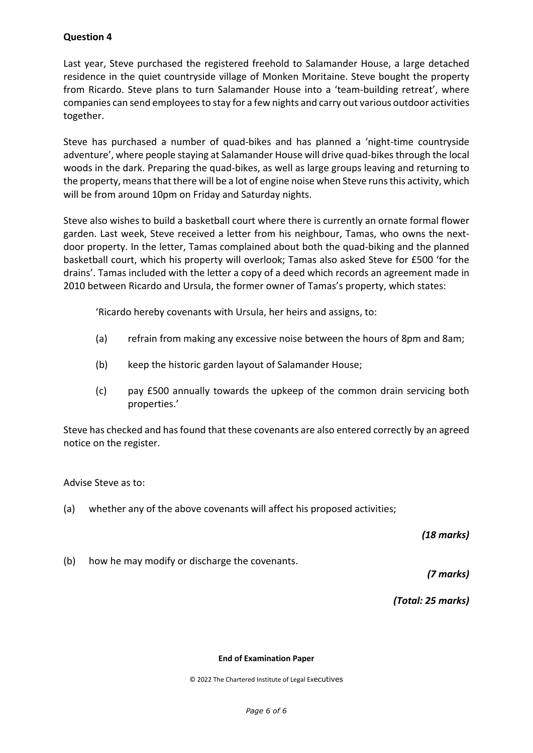**Question 4**

Last year, Steve purchased the registered freehold to Salamander House, a large detached residence in the quiet countryside village of Monken Moritaine. Steve bought the property from Ricardo. Steve plans to turn Salamander House into a 'team-building retreat', where companies can send employees to stay for a few nights and carry out various outdoor activities together.

Steve has purchased a number of quad-bikes and has planned a 'night-time countryside adventure', where people staying at Salamander House will drive quad-bikes through the local woods in the dark. Preparing the quad-bikes, as well as large groups leaving and returning to the property, means that there will be a lot of engine noise when Steve runs this activity, which will be from around 10pm on Friday and Saturday nights.

Steve also wishes to build a basketball court where there is currently an ornate formal flower garden. Last week, Steve received a letter from his neighbour, Tamas, who owns the next-door property. In the letter, Tamas complained about both the quad-biking and the planned basketball court, which his property will overlook; Tamas also asked Steve for £500 'for the drains'. Tamas included with the letter a copy of a deed which records an agreement made in 2010 between Ricardo and Ursula, the former owner of Tamas's property, which states:

> 'Ricardo hereby covenants with Ursula, her heirs and assigns, to:
>
> (a) refrain from making any excessive noise between the hours of 8pm and 8am;
>
> (b) keep the historic garden layout of Salamander House;
>
> (c) pay £500 annually towards the upkeep of the common drain servicing both properties.'

Steve has checked and has found that these covenants are also entered correctly by an agreed notice on the register.

Advise Steve as to:

(a) whether any of the above covenants will affect his proposed activities;

*(18 marks)*

(b) how he may modify or discharge the covenants.

*(7 marks)*

*(Total: 25 marks)*

**End of Examination Paper**

© 2022 The Chartered Institute of Legal Executives